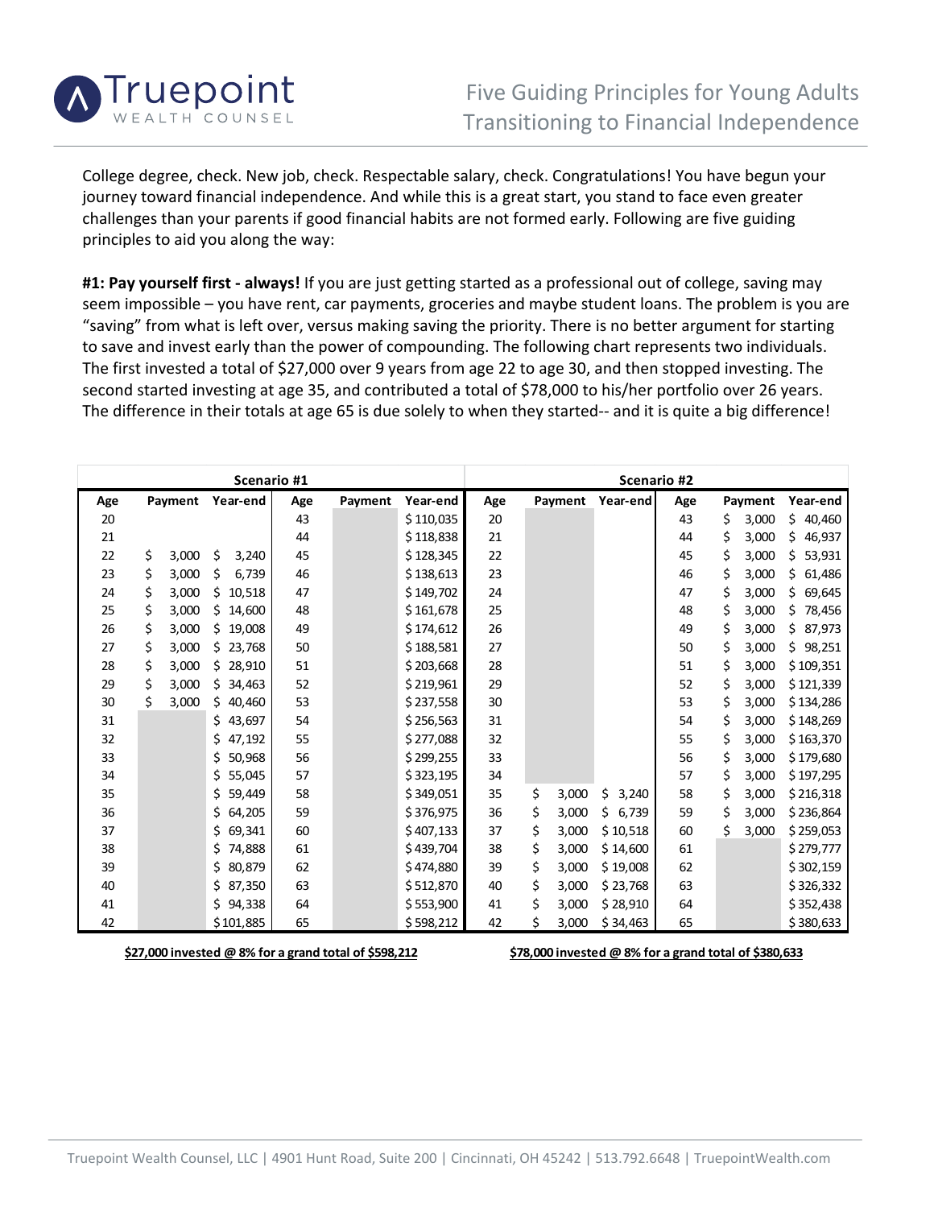# Five Guiding Principles for Young Adults Transitioning to Financial Independence

College degree, check. New job, check. Respectable salary, check. Congratulations! You have begun your journey toward financial independence. And while this is a great start, you stand to face even greater challenges than your parents if good financial habits are not formed early. Following are five guiding principles to aid you along the way:

**#1: Pay yourself first - always!** If you are just getting started as a professional out of college, saving may seem impossible – you have rent, car payments, groceries and maybe student loans. The problem is you are "saving" from what is left over, versus making saving the priority. There is no better argument for starting to save and invest early than the power of compounding. The following chart represents two individuals. The first invested a total of $27,000 over 9 years from age 22 to age 30, and then stopped investing. The second started investing at age 35, and contributed a total of $78,000 to his/her portfolio over 26 years. The difference in their totals at age 65 is due solely to when they started-- and it is quite a big difference!

| Scenario #1 | | | | | | Scenario #2 | | | | | |
|---|---|---|---|---|---|---|---|---|---|---|---|
| Age | Payment | Year-end | Age | Payment | Year-end | Age | Payment | Year-end | Age | Payment | Year-end |
| 20 | | | 43 | | $ 110,035 | 20 | | | 43 | $ 3,000 | $ 40,460 |
| 21 | | | 44 | | $ 118,838 | 21 | | | 44 | $ 3,000 | $ 46,937 |
| 22 | $ 3,000 | $ 3,240 | 45 | | $ 128,345 | 22 | | | 45 | $ 3,000 | $ 53,931 |
| 23 | $ 3,000 | $ 6,739 | 46 | | $ 138,613 | 23 | | | 46 | $ 3,000 | $ 61,486 |
| 24 | $ 3,000 | $ 10,518 | 47 | | $ 149,702 | 24 | | | 47 | $ 3,000 | $ 69,645 |
| 25 | $ 3,000 | $ 14,600 | 48 | | $ 161,678 | 25 | | | 48 | $ 3,000 | $ 78,456 |
| 26 | $ 3,000 | $ 19,008 | 49 | | $ 174,612 | 26 | | | 49 | $ 3,000 | $ 87,973 |
| 27 | $ 3,000 | $ 23,768 | 50 | | $ 188,581 | 27 | | | 50 | $ 3,000 | $ 98,251 |
| 28 | $ 3,000 | $ 28,910 | 51 | | $ 203,668 | 28 | | | 51 | $ 3,000 | $ 109,351 |
| 29 | $ 3,000 | $ 34,463 | 52 | | $ 219,961 | 29 | | | 52 | $ 3,000 | $ 121,339 |
| 30 | $ 3,000 | $ 40,460 | 53 | | $ 237,558 | 30 | | | 53 | $ 3,000 | $ 134,286 |
| 31 | | $ 43,697 | 54 | | $ 256,563 | 31 | | | 54 | $ 3,000 | $ 148,269 |
| 32 | | $ 47,192 | 55 | | $ 277,088 | 32 | | | 55 | $ 3,000 | $ 163,370 |
| 33 | | $ 50,968 | 56 | | $ 299,255 | 33 | | | 56 | $ 3,000 | $ 179,680 |
| 34 | | $ 55,045 | 57 | | $ 323,195 | 34 | | | 57 | $ 3,000 | $ 197,295 |
| 35 | | $ 59,449 | 58 | | $ 349,051 | 35 | $ 3,000 | $ 3,240 | 58 | $ 3,000 | $ 216,318 |
| 36 | | $ 64,205 | 59 | | $ 376,975 | 36 | $ 3,000 | $ 6,739 | 59 | $ 3,000 | $ 236,864 |
| 37 | | $ 69,341 | 60 | | $ 407,133 | 37 | $ 3,000 | $ 10,518 | 60 | $ 3,000 | $ 259,053 |
| 38 | | $ 74,888 | 61 | | $ 439,704 | 38 | $ 3,000 | $ 14,600 | 61 | | $ 279,777 |
| 39 | | $ 80,879 | 62 | | $ 474,880 | 39 | $ 3,000 | $ 19,008 | 62 | | $ 302,159 |
| 40 | | $ 87,350 | 63 | | $ 512,870 | 40 | $ 3,000 | $ 23,768 | 63 | | $ 326,332 |
| 41 | | $ 94,338 | 64 | | $ 553,900 | 41 | $ 3,000 | $ 28,910 | 64 | | $ 352,438 |
| 42 | | $ 101,885 | 65 | | $ 598,212 | 42 | $ 3,000 | $ 34,463 | 65 | | $ 380,633 |

**$27,000 invested @ 8% for a grand total of $598,212**

**$78,000 invested @ 8% for a grand total of $380,633**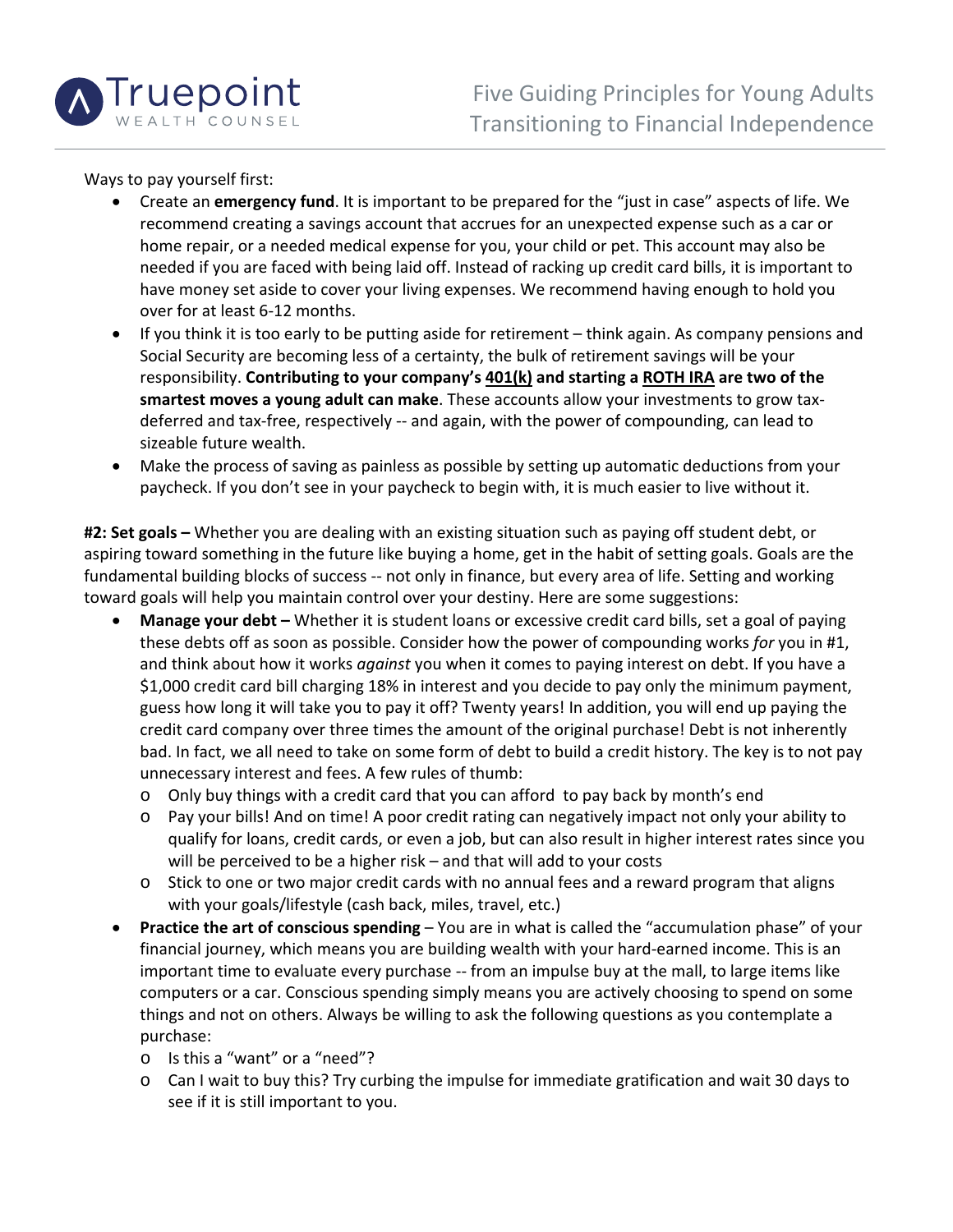Ways to pay yourself first:

- Create an **emergency fund**. It is important to be prepared for the "just in case" aspects of life. We recommend creating a savings account that accrues for an unexpected expense such as a car or home repair, or a needed medical expense for you, your child or pet. This account may also be needed if you are faced with being laid off. Instead of racking up credit card bills, it is important to have money set aside to cover your living expenses. We recommend having enough to hold you over for at least 6-12 months.
- If you think it is too early to be putting aside for retirement – think again. As company pensions and Social Security are becoming less of a certainty, the bulk of retirement savings will be your responsibility. **Contributing to your company's 401(k) and starting a ROTH IRA are two of the smartest moves a young adult can make**. These accounts allow your investments to grow tax-deferred and tax-free, respectively -- and again, with the power of compounding, can lead to sizeable future wealth.
- Make the process of saving as painless as possible by setting up automatic deductions from your paycheck. If you don't see in your paycheck to begin with, it is much easier to live without it.

**#2: Set goals –** Whether you are dealing with an existing situation such as paying off student debt, or aspiring toward something in the future like buying a home, get in the habit of setting goals. Goals are the fundamental building blocks of success -- not only in finance, but every area of life. Setting and working toward goals will help you maintain control over your destiny. Here are some suggestions:

- **Manage your debt –** Whether it is student loans or excessive credit card bills, set a goal of paying these debts off as soon as possible. Consider how the power of compounding works *for* you in #1, and think about how it works *against* you when it comes to paying interest on debt. If you have a $1,000 credit card bill charging 18% in interest and you decide to pay only the minimum payment, guess how long it will take you to pay it off? Twenty years! In addition, you will end up paying the credit card company over three times the amount of the original purchase! Debt is not inherently bad. In fact, we all need to take on some form of debt to build a credit history. The key is to not pay unnecessary interest and fees. A few rules of thumb:
    - Only buy things with a credit card that you can afford to pay back by month's end
    - Pay your bills! And on time! A poor credit rating can negatively impact not only your ability to qualify for loans, credit cards, or even a job, but can also result in higher interest rates since you will be perceived to be a higher risk – and that will add to your costs
    - Stick to one or two major credit cards with no annual fees and a reward program that aligns with your goals/lifestyle (cash back, miles, travel, etc.)
- **Practice the art of conscious spending** – You are in what is called the "accumulation phase" of your financial journey, which means you are building wealth with your hard-earned income. This is an important time to evaluate every purchase -- from an impulse buy at the mall, to large items like computers or a car. Conscious spending simply means you are actively choosing to spend on some things and not on others. Always be willing to ask the following questions as you contemplate a purchase:
    - Is this a "want" or a "need"?
    - Can I wait to buy this? Try curbing the impulse for immediate gratification and wait 30 days to see if it is still important to you.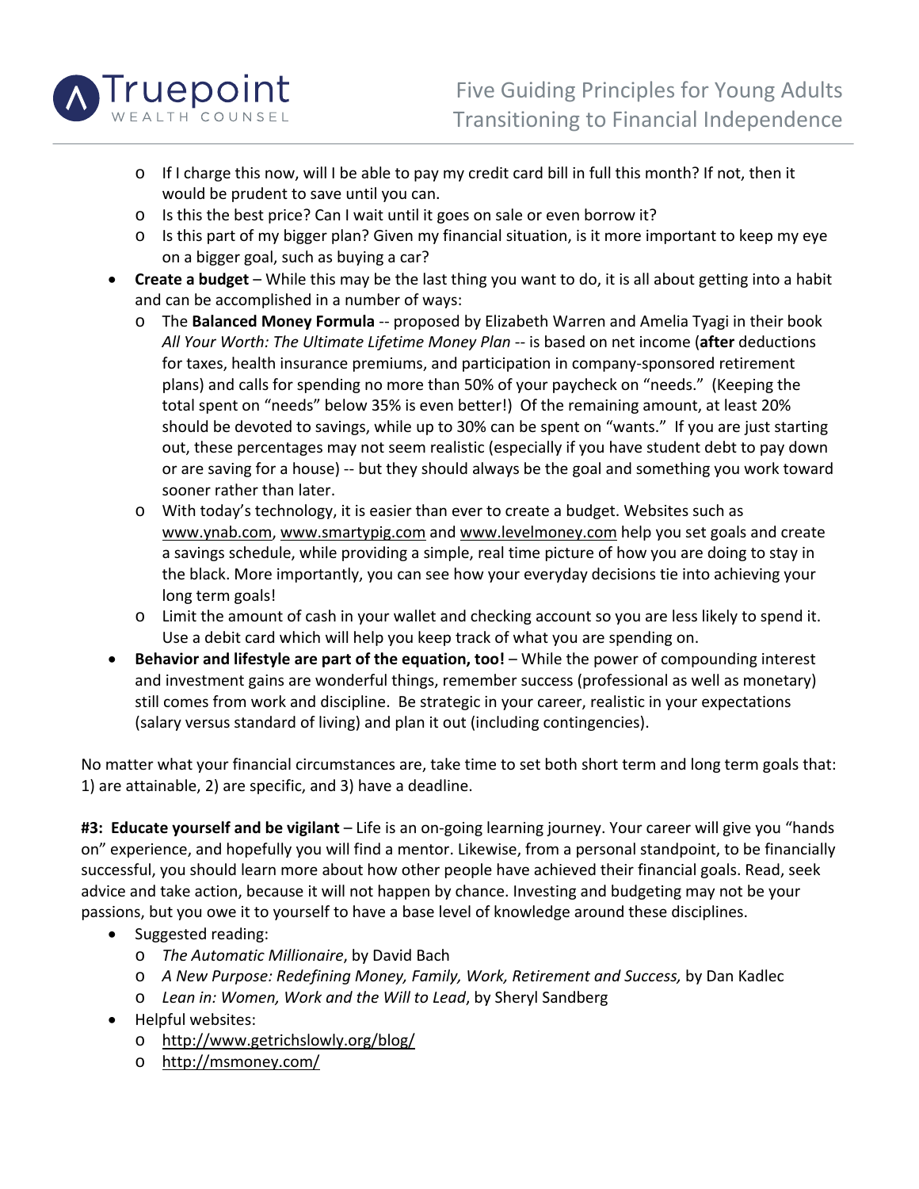- If I charge this now, will I be able to pay my credit card bill in full this month? If not, then it would be prudent to save until you can.
    - Is this the best price? Can I wait until it goes on sale or even borrow it?
    - Is this part of my bigger plan? Given my financial situation, is it more important to keep my eye on a bigger goal, such as buying a car?
- **Create a budget** – While this may be the last thing you want to do, it is all about getting into a habit and can be accomplished in a number of ways:
    - The **Balanced Money Formula** -- proposed by Elizabeth Warren and Amelia Tyagi in their book *All Your Worth: The Ultimate Lifetime Money Plan* -- is based on net income (**after** deductions for taxes, health insurance premiums, and participation in company-sponsored retirement plans) and calls for spending no more than 50% of your paycheck on "needs." (Keeping the total spent on "needs" below 35% is even better!) Of the remaining amount, at least 20% should be devoted to savings, while up to 30% can be spent on "wants." If you are just starting out, these percentages may not seem realistic (especially if you have student debt to pay down or are saving for a house) -- but they should always be the goal and something you work toward sooner rather than later.
    - With today's technology, it is easier than ever to create a budget. Websites such as www.ynab.com, www.smartypig.com and www.levelmoney.com help you set goals and create a savings schedule, while providing a simple, real time picture of how you are doing to stay in the black. More importantly, you can see how your everyday decisions tie into achieving your long term goals!
    - Limit the amount of cash in your wallet and checking account so you are less likely to spend it. Use a debit card which will help you keep track of what you are spending on.
- **Behavior and lifestyle are part of the equation, too!** – While the power of compounding interest and investment gains are wonderful things, remember success (professional as well as monetary) still comes from work and discipline. Be strategic in your career, realistic in your expectations (salary versus standard of living) and plan it out (including contingencies).

No matter what your financial circumstances are, take time to set both short term and long term goals that: 1) are attainable, 2) are specific, and 3) have a deadline.

**#3: Educate yourself and be vigilant** – Life is an on-going learning journey. Your career will give you "hands on" experience, and hopefully you will find a mentor. Likewise, from a personal standpoint, to be financially successful, you should learn more about how other people have achieved their financial goals. Read, seek advice and take action, because it will not happen by chance. Investing and budgeting may not be your passions, but you owe it to yourself to have a base level of knowledge around these disciplines.

- Suggested reading:
    - *The Automatic Millionaire*, by David Bach
    - *A New Purpose: Redefining Money, Family, Work, Retirement and Success,* by Dan Kadlec
    - *Lean in: Women, Work and the Will to Lead*, by Sheryl Sandberg
- Helpful websites:
    - http://www.getrichslowly.org/blog/
    - http://msmoney.com/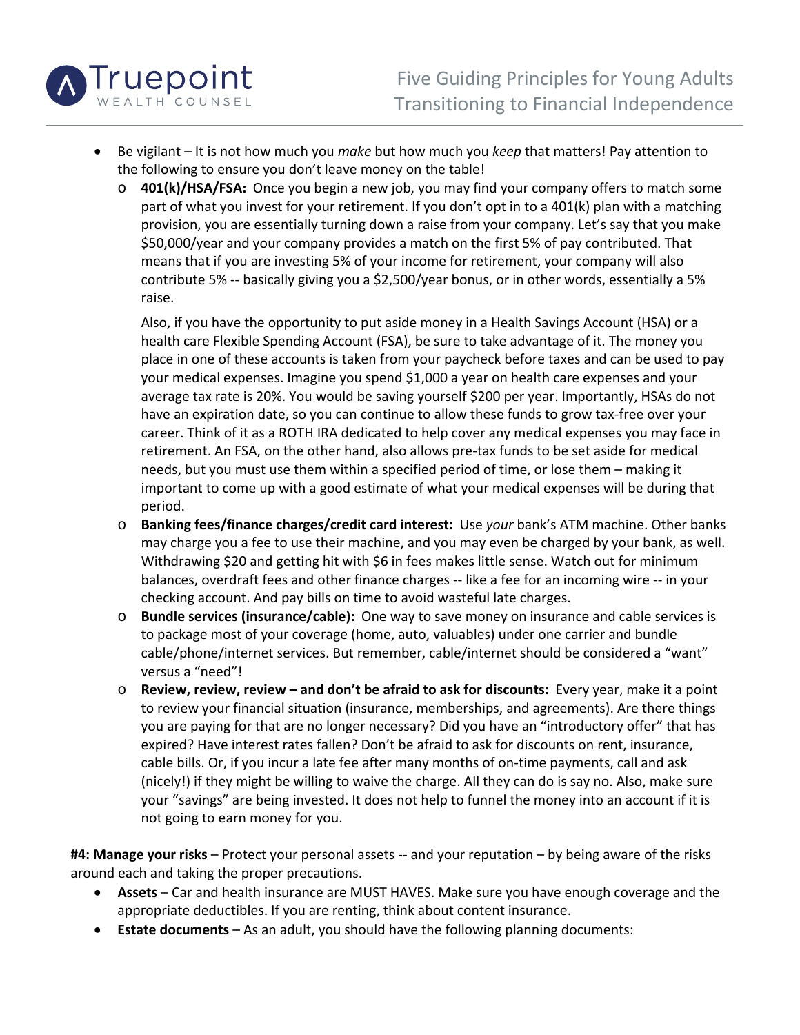- Be vigilant – It is not how much you *make* but how much you *keep* that matters! Pay attention to the following to ensure you don't leave money on the table!
  - **401(k)/HSA/FSA:** Once you begin a new job, you may find your company offers to match some part of what you invest for your retirement. If you don't opt in to a 401(k) plan with a matching provision, you are essentially turning down a raise from your company. Let's say that you make $50,000/year and your company provides a match on the first 5% of pay contributed. That means that if you are investing 5% of your income for retirement, your company will also contribute 5% -- basically giving you a $2,500/year bonus, or in other words, essentially a 5% raise.

    Also, if you have the opportunity to put aside money in a Health Savings Account (HSA) or a health care Flexible Spending Account (FSA), be sure to take advantage of it. The money you place in one of these accounts is taken from your paycheck before taxes and can be used to pay your medical expenses. Imagine you spend $1,000 a year on health care expenses and your average tax rate is 20%. You would be saving yourself $200 per year. Importantly, HSAs do not have an expiration date, so you can continue to allow these funds to grow tax-free over your career. Think of it as a ROTH IRA dedicated to help cover any medical expenses you may face in retirement. An FSA, on the other hand, also allows pre-tax funds to be set aside for medical needs, but you must use them within a specified period of time, or lose them – making it important to come up with a good estimate of what your medical expenses will be during that period.
  - **Banking fees/finance charges/credit card interest:** Use *your* bank's ATM machine. Other banks may charge you a fee to use their machine, and you may even be charged by your bank, as well. Withdrawing $20 and getting hit with $6 in fees makes little sense. Watch out for minimum balances, overdraft fees and other finance charges -- like a fee for an incoming wire -- in your checking account. And pay bills on time to avoid wasteful late charges.
  - **Bundle services (insurance/cable):** One way to save money on insurance and cable services is to package most of your coverage (home, auto, valuables) under one carrier and bundle cable/phone/internet services. But remember, cable/internet should be considered a "want" versus a "need"!
  - **Review, review, review – and don't be afraid to ask for discounts:** Every year, make it a point to review your financial situation (insurance, memberships, and agreements). Are there things you are paying for that are no longer necessary? Did you have an "introductory offer" that has expired? Have interest rates fallen? Don't be afraid to ask for discounts on rent, insurance, cable bills. Or, if you incur a late fee after many months of on-time payments, call and ask (nicely!) if they might be willing to waive the charge. All they can do is say no. Also, make sure your "savings" are being invested. It does not help to funnel the money into an account if it is not going to earn money for you.

**#4: Manage your risks** – Protect your personal assets -- and your reputation – by being aware of the risks around each and taking the proper precautions.

- **Assets** – Car and health insurance are MUST HAVES. Make sure you have enough coverage and the appropriate deductibles. If you are renting, think about content insurance.
- **Estate documents** – As an adult, you should have the following planning documents: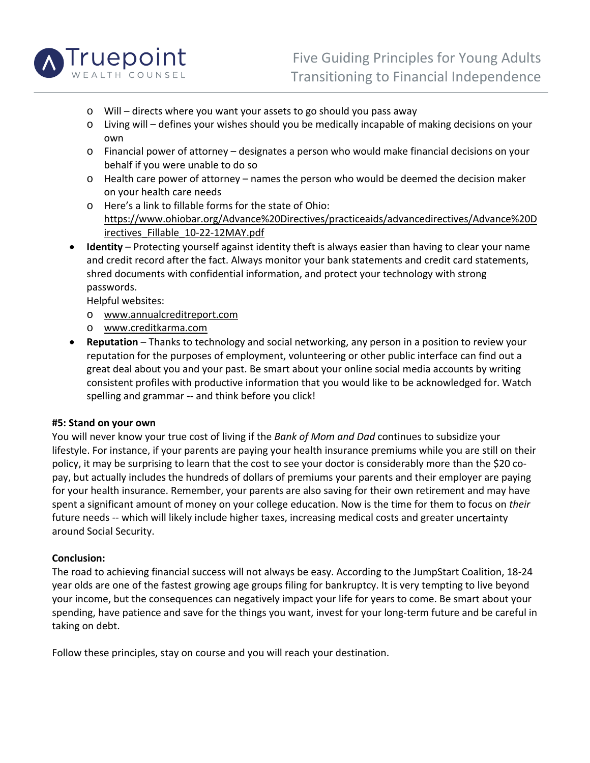- Will – directs where you want your assets to go should you pass away
  - Living will – defines your wishes should you be medically incapable of making decisions on your own
  - Financial power of attorney – designates a person who would make financial decisions on your behalf if you were unable to do so
  - Health care power of attorney – names the person who would be deemed the decision maker on your health care needs
  - Here's a link to fillable forms for the state of Ohio: https://www.ohiobar.org/Advance%20Directives/practiceaids/advancedirectives/Advance%20Directives_Fillable_10-22-12MAY.pdf
- **Identity** – Protecting yourself against identity theft is always easier than having to clear your name and credit record after the fact. Always monitor your bank statements and credit card statements, shred documents with confidential information, and protect your technology with strong passwords.
  Helpful websites:
  - www.annualcreditreport.com
  - www.creditkarma.com
- **Reputation** – Thanks to technology and social networking, any person in a position to review your reputation for the purposes of employment, volunteering or other public interface can find out a great deal about you and your past. Be smart about your online social media accounts by writing consistent profiles with productive information that you would like to be acknowledged for. Watch spelling and grammar -- and think before you click!

**#5: Stand on your own**

You will never know your true cost of living if the *Bank of Mom and Dad* continues to subsidize your lifestyle. For instance, if your parents are paying your health insurance premiums while you are still on their policy, it may be surprising to learn that the cost to see your doctor is considerably more than the $20 co-pay, but actually includes the hundreds of dollars of premiums your parents and their employer are paying for your health insurance. Remember, your parents are also saving for their own retirement and may have spent a significant amount of money on your college education. Now is the time for them to focus on *their* future needs -- which will likely include higher taxes, increasing medical costs and greater uncertainty around Social Security.

**Conclusion:**

The road to achieving financial success will not always be easy. According to the JumpStart Coalition, 18-24 year olds are one of the fastest growing age groups filing for bankruptcy. It is very tempting to live beyond your income, but the consequences can negatively impact your life for years to come. Be smart about your spending, have patience and save for the things you want, invest for your long-term future and be careful in taking on debt.

Follow these principles, stay on course and you will reach your destination.